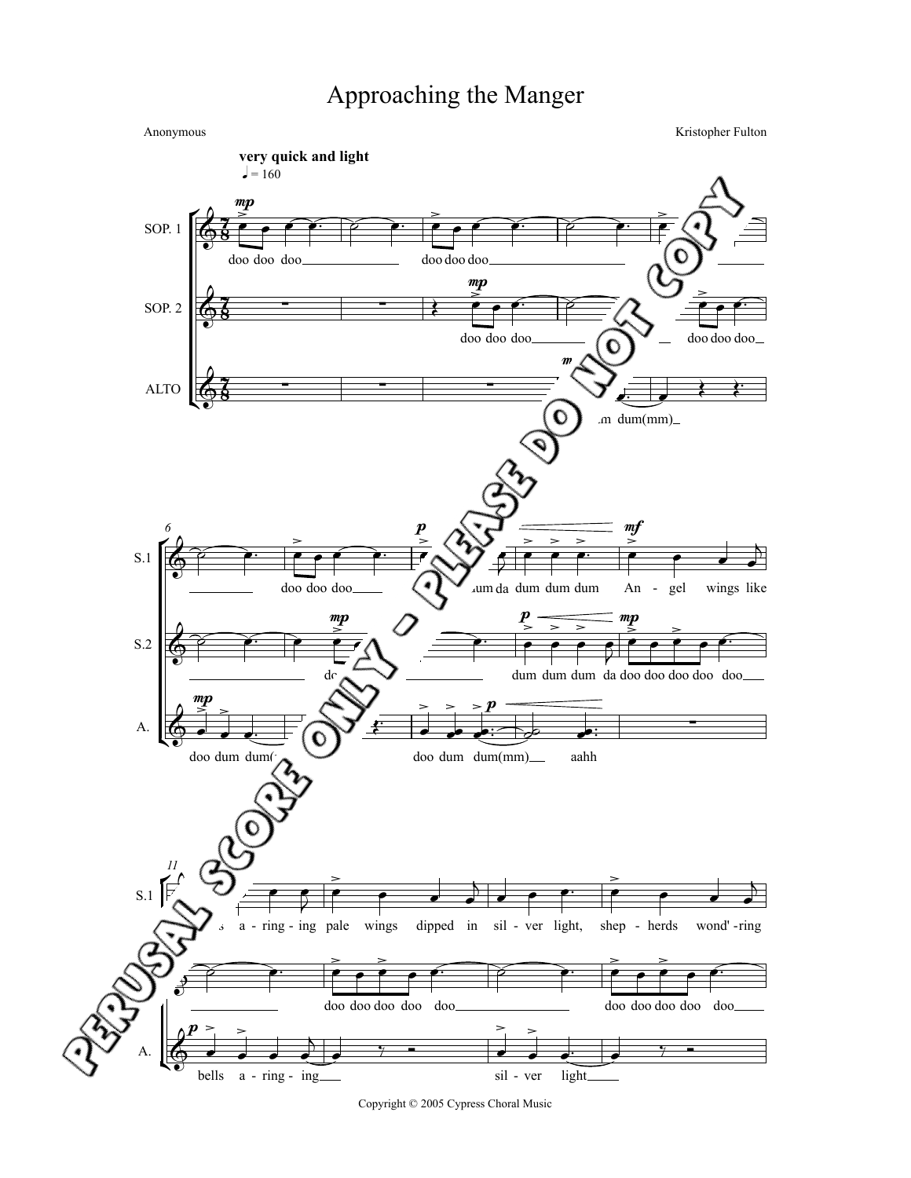# Approaching the Manger

Anonymous

Kristopher Fulton

**very quick and light**

♩ = 160

Copyright © 2005 Cypress Choral Music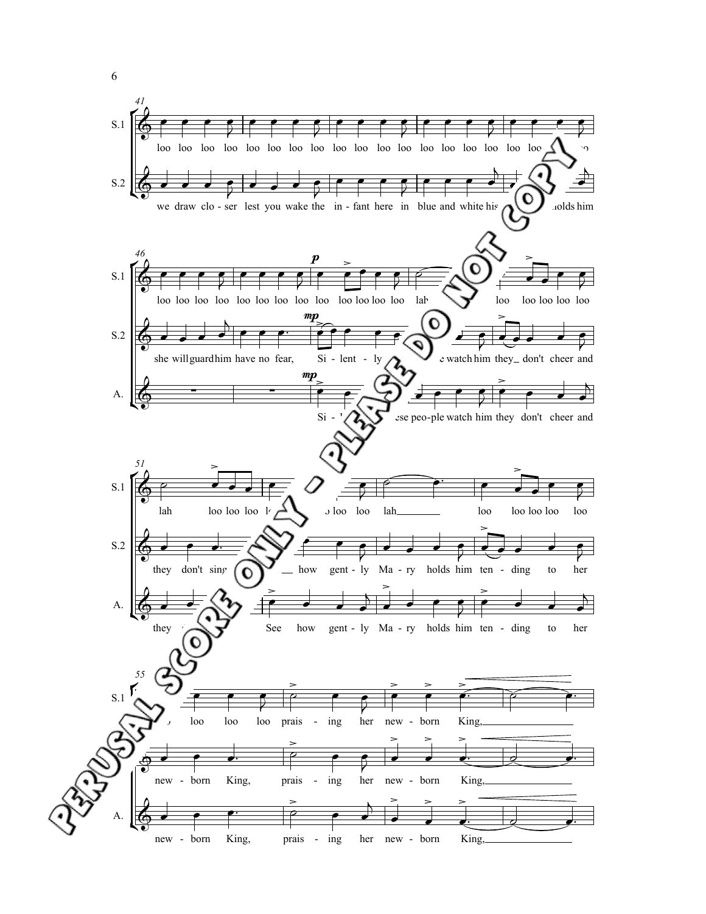41

S.1: loo loo loo loo loo loo loo loo loo loo loo loo loo loo loo loo loo loo ... so

S.2: we draw clo - ser lest you wake the in - fant here in blue and white his ... holds him

46

S.1: loo loo loo loo loo loo loo loo *p* loo loo loo loo loo lah ... loo loo loo loo loo

S.2: she will guard him have no fear, *mp* Si - lent - ly ... e watch him they_ don't cheer and

A.: *mp* Si - ... ese peo - ple watch him they don't cheer and

51

S.1: lah loo loo loo l... loo loo lah_____ loo loo loo loo loo

S.2: they don't sing ... __ how gent - ly Ma - ry holds him ten - ding to her

A.: they ... See how gent - ly Ma - ry holds him ten - ding to her

55

S.1: ... loo loo loo prais - ing her new - born King,_____

S.2: new - born King, prais - ing her new - born King,_____

A.: new - born King, prais - ing her new - born King,_____

PERUSAL SCORE ONLY - PLEASE DO NOT COPY